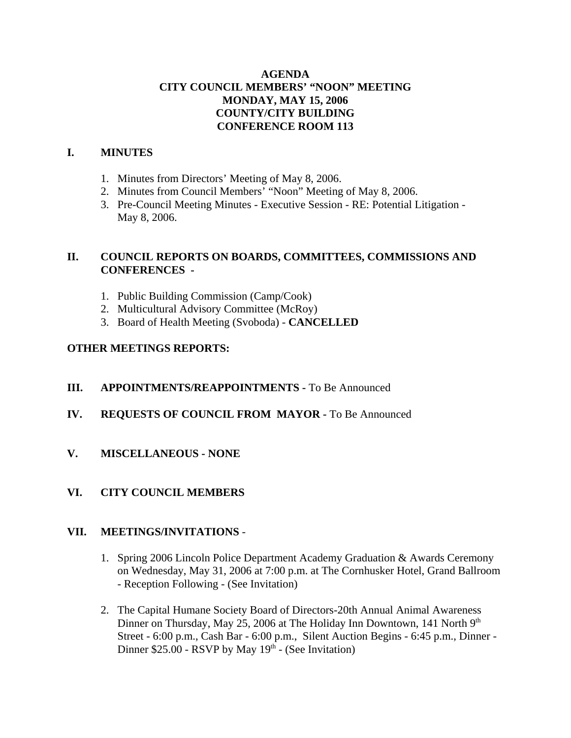# AGENDA
# CITY COUNCIL MEMBERS' "NOON" MEETING
# MONDAY, MAY 15, 2006
# COUNTY/CITY BUILDING
# CONFERENCE ROOM 113

## I. MINUTES

1. Minutes from Directors' Meeting of May 8, 2006.
2. Minutes from Council Members' "Noon" Meeting of May 8, 2006.
3. Pre-Council Meeting Minutes - Executive Session - RE: Potential Litigation - May 8, 2006.

## II. COUNCIL REPORTS ON BOARDS, COMMITTEES, COMMISSIONS AND CONFERENCES -

1. Public Building Commission (Camp/Cook)
2. Multicultural Advisory Committee (McRoy)
3. Board of Health Meeting (Svoboda) - **CANCELLED**

**OTHER MEETINGS REPORTS:**

## III. APPOINTMENTS/REAPPOINTMENTS - To Be Announced

## IV. REQUESTS OF COUNCIL FROM MAYOR - To Be Announced

## V. MISCELLANEOUS - NONE

## VI. CITY COUNCIL MEMBERS

## VII. MEETINGS/INVITATIONS -

1. Spring 2006 Lincoln Police Department Academy Graduation & Awards Ceremony on Wednesday, May 31, 2006 at 7:00 p.m. at The Cornhusker Hotel, Grand Ballroom - Reception Following - (See Invitation)
2. The Capital Humane Society Board of Directors-20th Annual Animal Awareness Dinner on Thursday, May 25, 2006 at The Holiday Inn Downtown, 141 North 9th Street - 6:00 p.m., Cash Bar - 6:00 p.m., Silent Auction Begins - 6:45 p.m., Dinner - Dinner $25.00 - RSVP by May 19th - (See Invitation)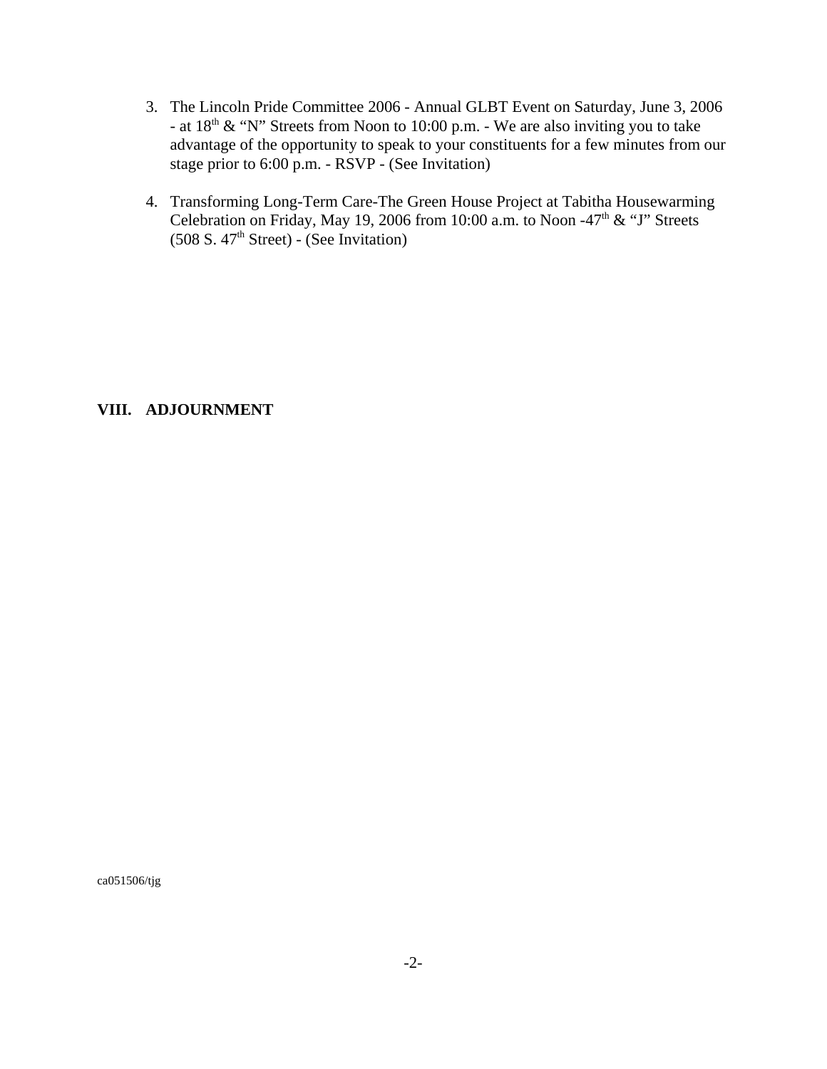3. The Lincoln Pride Committee 2006 - Annual GLBT Event on Saturday, June 3, 2006 - at 18th & "N" Streets from Noon to 10:00 p.m. - We are also inviting you to take advantage of the opportunity to speak to your constituents for a few minutes from our stage prior to 6:00 p.m. - RSVP - (See Invitation)

4. Transforming Long-Term Care-The Green House Project at Tabitha Housewarming Celebration on Friday, May 19, 2006 from 10:00 a.m. to Noon -47th & "J" Streets (508 S. 47th Street) - (See Invitation)

**VIII. ADJOURNMENT**

ca051506/tjg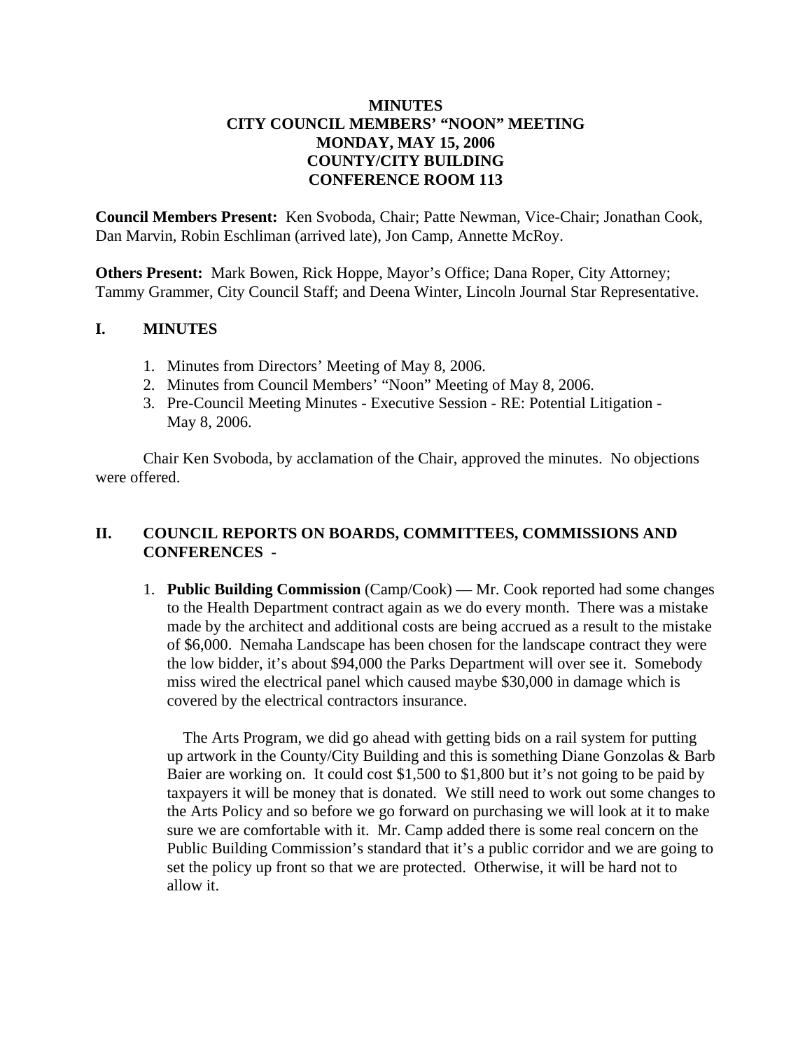**MINUTES**
**CITY COUNCIL MEMBERS' "NOON" MEETING**
**MONDAY, MAY 15, 2006**
**COUNTY/CITY BUILDING**
**CONFERENCE ROOM 113**

**Council Members Present:** Ken Svoboda, Chair; Patte Newman, Vice-Chair; Jonathan Cook, Dan Marvin, Robin Eschliman (arrived late), Jon Camp, Annette McRoy.

**Others Present:** Mark Bowen, Rick Hoppe, Mayor's Office; Dana Roper, City Attorney; Tammy Grammer, City Council Staff; and Deena Winter, Lincoln Journal Star Representative.

## I. MINUTES

1. Minutes from Directors' Meeting of May 8, 2006.
2. Minutes from Council Members' "Noon" Meeting of May 8, 2006.
3. Pre-Council Meeting Minutes - Executive Session - RE: Potential Litigation - May 8, 2006.

Chair Ken Svoboda, by acclamation of the Chair, approved the minutes. No objections were offered.

## II. COUNCIL REPORTS ON BOARDS, COMMITTEES, COMMISSIONS AND CONFERENCES -

1. **Public Building Commission** (Camp/Cook) — Mr. Cook reported had some changes to the Health Department contract again as we do every month. There was a mistake made by the architect and additional costs are being accrued as a result to the mistake of $6,000. Nemaha Landscape has been chosen for the landscape contract they were the low bidder, it's about $94,000 the Parks Department will over see it. Somebody miss wired the electrical panel which caused maybe $30,000 in damage which is covered by the electrical contractors insurance.

   The Arts Program, we did go ahead with getting bids on a rail system for putting up artwork in the County/City Building and this is something Diane Gonzolas & Barb Baier are working on. It could cost $1,500 to $1,800 but it's not going to be paid by taxpayers it will be money that is donated. We still need to work out some changes to the Arts Policy and so before we go forward on purchasing we will look at it to make sure we are comfortable with it. Mr. Camp added there is some real concern on the Public Building Commission's standard that it's a public corridor and we are going to set the policy up front so that we are protected. Otherwise, it will be hard not to allow it.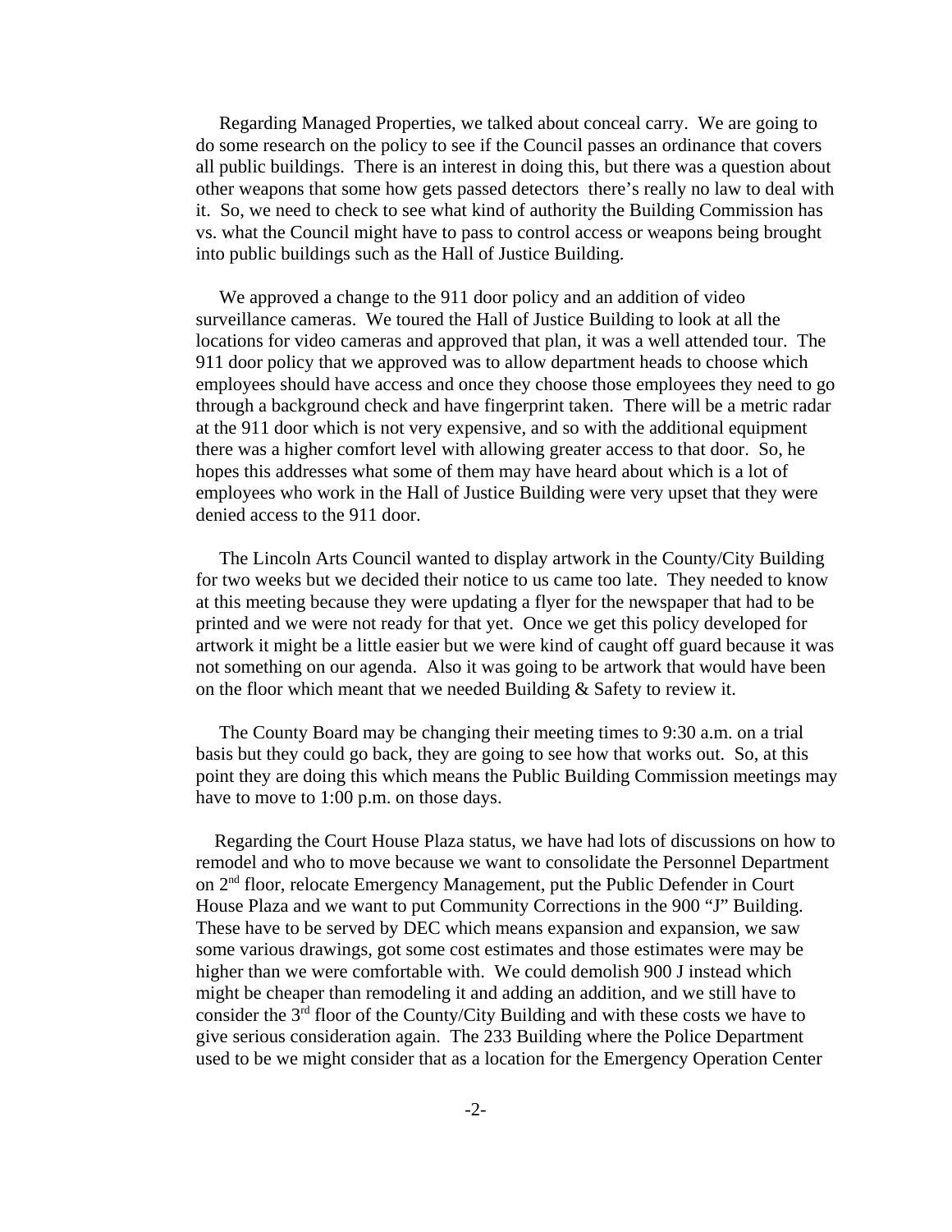Regarding Managed Properties, we talked about conceal carry. We are going to do some research on the policy to see if the Council passes an ordinance that covers all public buildings. There is an interest in doing this, but there was a question about other weapons that some how gets passed detectors there's really no law to deal with it. So, we need to check to see what kind of authority the Building Commission has vs. what the Council might have to pass to control access or weapons being brought into public buildings such as the Hall of Justice Building.

We approved a change to the 911 door policy and an addition of video surveillance cameras. We toured the Hall of Justice Building to look at all the locations for video cameras and approved that plan, it was a well attended tour. The 911 door policy that we approved was to allow department heads to choose which employees should have access and once they choose those employees they need to go through a background check and have fingerprint taken. There will be a metric radar at the 911 door which is not very expensive, and so with the additional equipment there was a higher comfort level with allowing greater access to that door. So, he hopes this addresses what some of them may have heard about which is a lot of employees who work in the Hall of Justice Building were very upset that they were denied access to the 911 door.

The Lincoln Arts Council wanted to display artwork in the County/City Building for two weeks but we decided their notice to us came too late. They needed to know at this meeting because they were updating a flyer for the newspaper that had to be printed and we were not ready for that yet. Once we get this policy developed for artwork it might be a little easier but we were kind of caught off guard because it was not something on our agenda. Also it was going to be artwork that would have been on the floor which meant that we needed Building & Safety to review it.

The County Board may be changing their meeting times to 9:30 a.m. on a trial basis but they could go back, they are going to see how that works out. So, at this point they are doing this which means the Public Building Commission meetings may have to move to 1:00 p.m. on those days.

Regarding the Court House Plaza status, we have had lots of discussions on how to remodel and who to move because we want to consolidate the Personnel Department on 2nd floor, relocate Emergency Management, put the Public Defender in Court House Plaza and we want to put Community Corrections in the 900 "J" Building. These have to be served by DEC which means expansion and expansion, we saw some various drawings, got some cost estimates and those estimates were may be higher than we were comfortable with. We could demolish 900 J instead which might be cheaper than remodeling it and adding an addition, and we still have to consider the 3rd floor of the County/City Building and with these costs we have to give serious consideration again. The 233 Building where the Police Department used to be we might consider that as a location for the Emergency Operation Center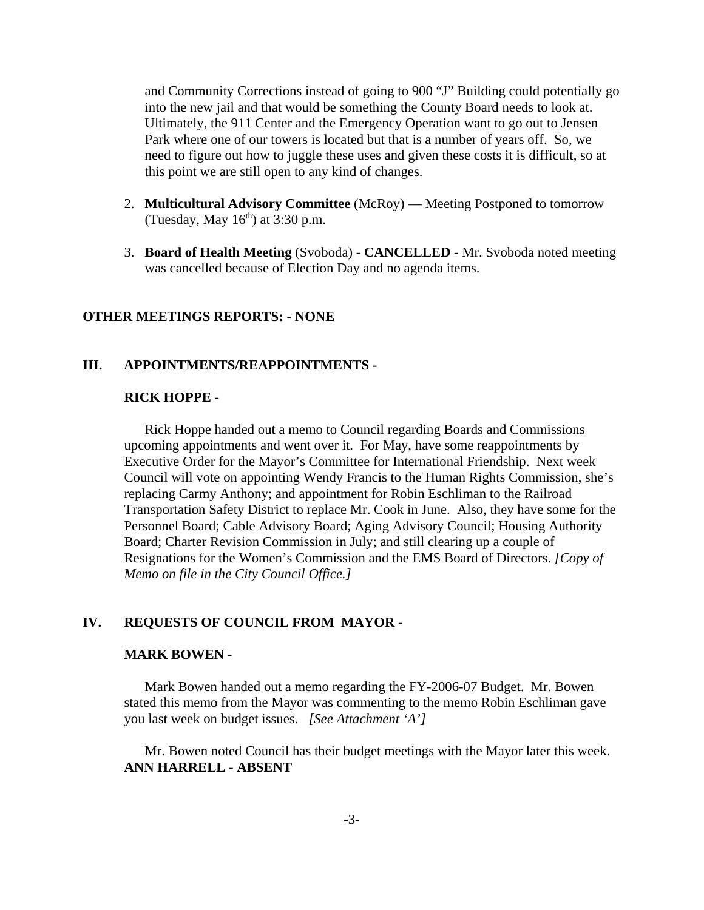and Community Corrections instead of going to 900 "J" Building could potentially go into the new jail and that would be something the County Board needs to look at. Ultimately, the 911 Center and the Emergency Operation want to go out to Jensen Park where one of our towers is located but that is a number of years off. So, we need to figure out how to juggle these uses and given these costs it is difficult, so at this point we are still open to any kind of changes.

2. **Multicultural Advisory Committee** (McRoy) — Meeting Postponed to tomorrow (Tuesday, May 16th) at 3:30 p.m.

3. **Board of Health Meeting** (Svoboda) - **CANCELLED** - Mr. Svoboda noted meeting was cancelled because of Election Day and no agenda items.

**OTHER MEETINGS REPORTS: - NONE**

## III. APPOINTMENTS/REAPPOINTMENTS -

**RICK HOPPE -**

Rick Hoppe handed out a memo to Council regarding Boards and Commissions upcoming appointments and went over it. For May, have some reappointments by Executive Order for the Mayor's Committee for International Friendship. Next week Council will vote on appointing Wendy Francis to the Human Rights Commission, she's replacing Carmy Anthony; and appointment for Robin Eschliman to the Railroad Transportation Safety District to replace Mr. Cook in June. Also, they have some for the Personnel Board; Cable Advisory Board; Aging Advisory Council; Housing Authority Board; Charter Revision Commission in July; and still clearing up a couple of Resignations for the Women's Commission and the EMS Board of Directors. *[Copy of Memo on file in the City Council Office.]*

## IV. REQUESTS OF COUNCIL FROM MAYOR -

**MARK BOWEN -**

Mark Bowen handed out a memo regarding the FY-2006-07 Budget. Mr. Bowen stated this memo from the Mayor was commenting to the memo Robin Eschliman gave you last week on budget issues. *[See Attachment 'A']*

Mr. Bowen noted Council has their budget meetings with the Mayor later this week.

**ANN HARRELL - ABSENT**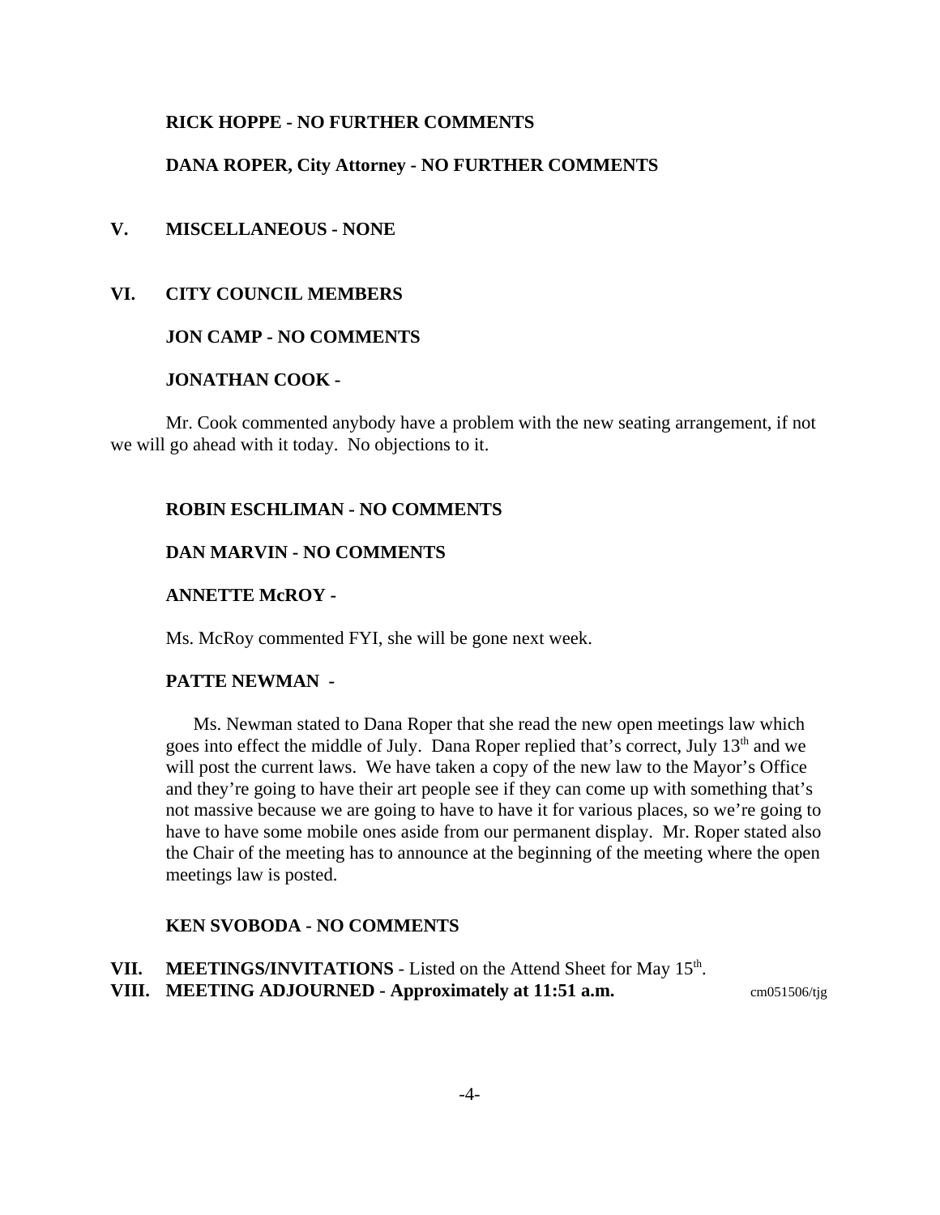**RICK HOPPE - NO FURTHER COMMENTS**

**DANA ROPER, City Attorney - NO FURTHER COMMENTS**

## V. MISCELLANEOUS - NONE

## VI. CITY COUNCIL MEMBERS

**JON CAMP - NO COMMENTS**

**JONATHAN COOK -**

Mr. Cook commented anybody have a problem with the new seating arrangement, if not we will go ahead with it today. No objections to it.

**ROBIN ESCHLIMAN - NO COMMENTS**

**DAN MARVIN - NO COMMENTS**

**ANNETTE McROY -**

Ms. McRoy commented FYI, she will be gone next week.

**PATTE NEWMAN -**

Ms. Newman stated to Dana Roper that she read the new open meetings law which goes into effect the middle of July. Dana Roper replied that's correct, July 13th and we will post the current laws. We have taken a copy of the new law to the Mayor's Office and they're going to have their art people see if they can come up with something that's not massive because we are going to have to have it for various places, so we're going to have to have some mobile ones aside from our permanent display. Mr. Roper stated also the Chair of the meeting has to announce at the beginning of the meeting where the open meetings law is posted.

**KEN SVOBODA - NO COMMENTS**

**VII. MEETINGS/INVITATIONS** - Listed on the Attend Sheet for May 15th.

**VIII. MEETING ADJOURNED - Approximately at 11:51 a.m.** cm051506/tjg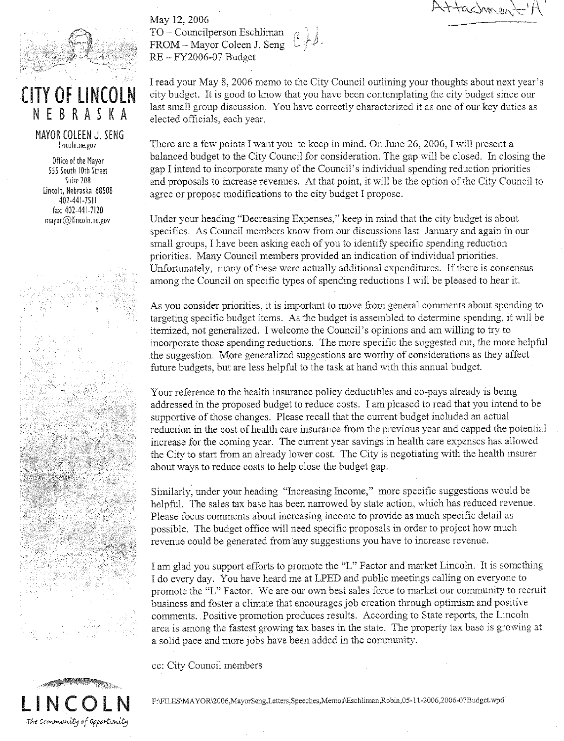Attachment 'A'

CITY OF LINCOLN
NEBRASKA

MAYOR COLEEN J. SENG
lincoln.ne.gov

Office of the Mayor
555 South 10th Street
Suite 208
Lincoln, Nebraska 68508
402-441-7511
fax: 402-441-7120
mayor@lincoln.ne.gov

May 12, 2006
TO – Councilperson Eschliman
FROM – Mayor Coleen J. Seng CJS.
RE – FY2006-07 Budget

I read your May 8, 2006 memo to the City Council outlining your thoughts about next year's city budget. It is good to know that you have been contemplating the city budget since our last small group discussion. You have correctly characterized it as one of our key duties as elected officials, each year.

There are a few points I want you to keep in mind. On June 26, 2006, I will present a balanced budget to the City Council for consideration. The gap will be closed. In closing the gap I intend to incorporate many of the Council's individual spending reduction priorities and proposals to increase revenues. At that point, it will be the option of the City Council to agree or propose modifications to the city budget I propose.

Under your heading "Decreasing Expenses," keep in mind that the city budget is about specifics. As Council members know from our discussions last January and again in our small groups, I have been asking each of you to identify specific spending reduction priorities. Many Council members provided an indication of individual priorities. Unfortunately, many of these were actually additional expenditures. If there is consensus among the Council on specific types of spending reductions I will be pleased to hear it.

As you consider priorities, it is important to move from general comments about spending to targeting specific budget items. As the budget is assembled to determine spending, it will be itemized, not generalized. I welcome the Council's opinions and am willing to try to incorporate those spending reductions. The more specific the suggested cut, the more helpful the suggestion. More generalized suggestions are worthy of considerations as they affect future budgets, but are less helpful to the task at hand with this annual budget.

Your reference to the health insurance policy deductibles and co-pays already is being addressed in the proposed budget to reduce costs. I am pleased to read that you intend to be supportive of those changes. Please recall that the current budget included an actual reduction in the cost of health care insurance from the previous year and capped the potential increase for the coming year. The current year savings in health care expenses has allowed the City to start from an already lower cost. The City is negotiating with the health insurer about ways to reduce costs to help close the budget gap.

Similarly, under your heading "Increasing Income," more specific suggestions would be helpful. The sales tax base has been narrowed by state action, which has reduced revenue. Please focus comments about increasing income to provide as much specific detail as possible. The budget office will need specific proposals in order to project how much revenue could be generated from any suggestions you have to increase revenue.

I am glad you support efforts to promote the "L" Factor and market Lincoln. It is something I do every day. You have heard me at LPED and public meetings calling on everyone to promote the "L" Factor. We are our own best sales force to market our community to recruit business and foster a climate that encourages job creation through optimism and positive comments. Positive promotion produces results. According to State reports, the Lincoln area is among the fastest growing tax bases in the state. The property tax base is growing at a solid pace and more jobs have been added in the community.

cc: City Council members

LINCOLN
*The Community of Opportunity*

F:\FILES\MAYOR\2006,MayorSeng,Letters,Speeches,Memos\Eschliman,Robin,05-11-2006,2006-07Budget.wpd